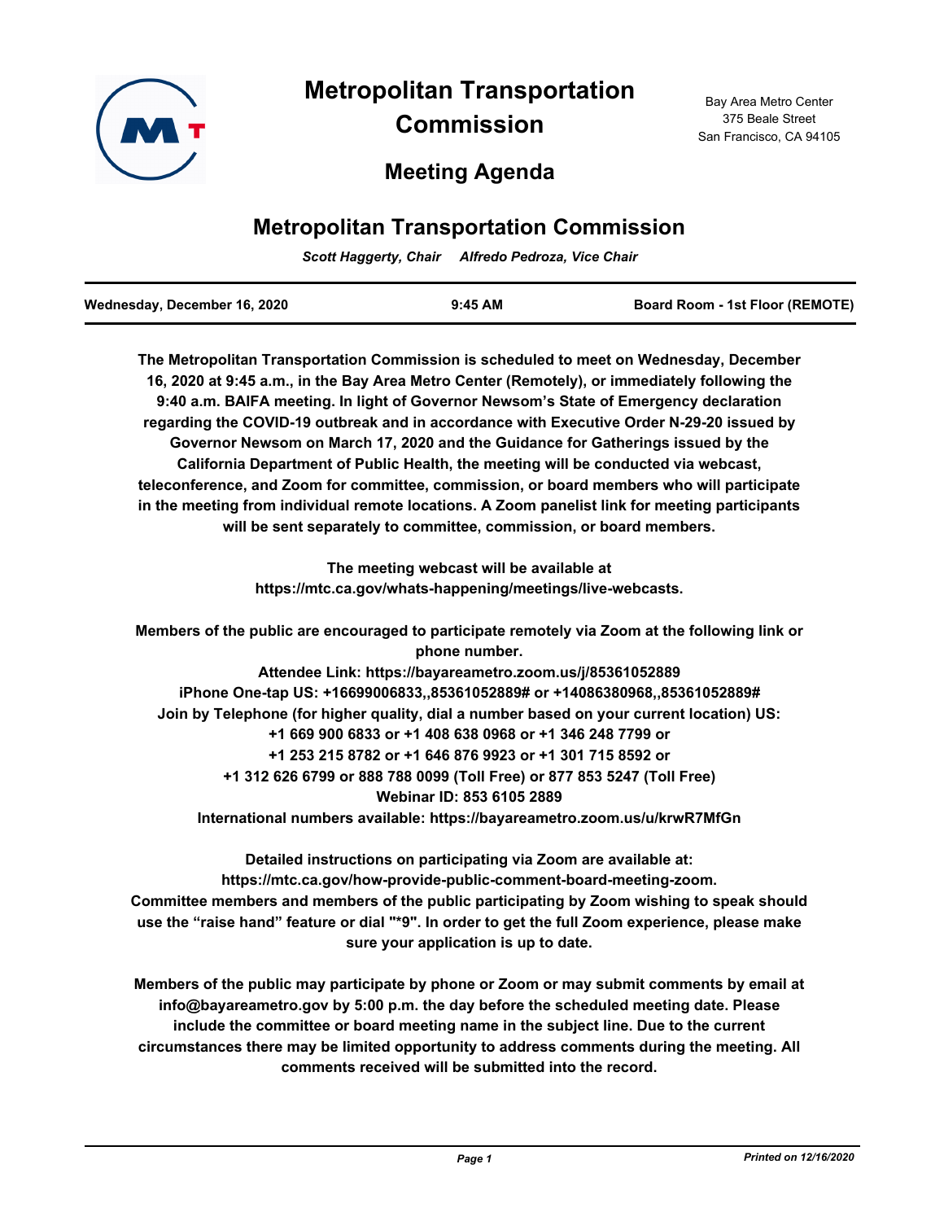# Metropolitan Transportation Commission

## Meeting Agenda

Bay Area Metro Center
375 Beale Street
San Francisco, CA 94105

## Metropolitan Transportation Commission

*Scott Haggerty, Chair     Alfredo Pedroza, Vice Chair*

| Wednesday, December 16, 2020 | 9:45 AM | Board Room - 1st Floor (REMOTE) |
|---|---|---|

**The Metropolitan Transportation Commission is scheduled to meet on Wednesday, December 16, 2020 at 9:45 a.m., in the Bay Area Metro Center (Remotely), or immediately following the 9:40 a.m. BAIFA meeting. In light of Governor Newsom's State of Emergency declaration regarding the COVID-19 outbreak and in accordance with Executive Order N-29-20 issued by Governor Newsom on March 17, 2020 and the Guidance for Gatherings issued by the California Department of Public Health, the meeting will be conducted via webcast, teleconference, and Zoom for committee, commission, or board members who will participate in the meeting from individual remote locations. A Zoom panelist link for meeting participants will be sent separately to committee, commission, or board members.**

**The meeting webcast will be available at https://mtc.ca.gov/whats-happening/meetings/live-webcasts.**

**Members of the public are encouraged to participate remotely via Zoom at the following link or phone number.**
**Attendee Link: https://bayareametro.zoom.us/j/85361052889**
**iPhone One-tap US: +16699006833,,85361052889# or +14086380968,,85361052889#**
**Join by Telephone (for higher quality, dial a number based on your current location) US:**
**+1 669 900 6833 or +1 408 638 0968 or +1 346 248 7799 or**
**+1 253 215 8782 or +1 646 876 9923 or +1 301 715 8592 or**
**+1 312 626 6799 or 888 788 0099 (Toll Free) or 877 853 5247 (Toll Free)**
**Webinar ID: 853 6105 2889**
**International numbers available: https://bayareametro.zoom.us/u/krwR7MfGn**

**Detailed instructions on participating via Zoom are available at: https://mtc.ca.gov/how-provide-public-comment-board-meeting-zoom. Committee members and members of the public participating by Zoom wishing to speak should use the "raise hand" feature or dial "*9". In order to get the full Zoom experience, please make sure your application is up to date.**

**Members of the public may participate by phone or Zoom or may submit comments by email at info@bayareametro.gov by 5:00 p.m. the day before the scheduled meeting date. Please include the committee or board meeting name in the subject line. Due to the current circumstances there may be limited opportunity to address comments during the meeting. All comments received will be submitted into the record.**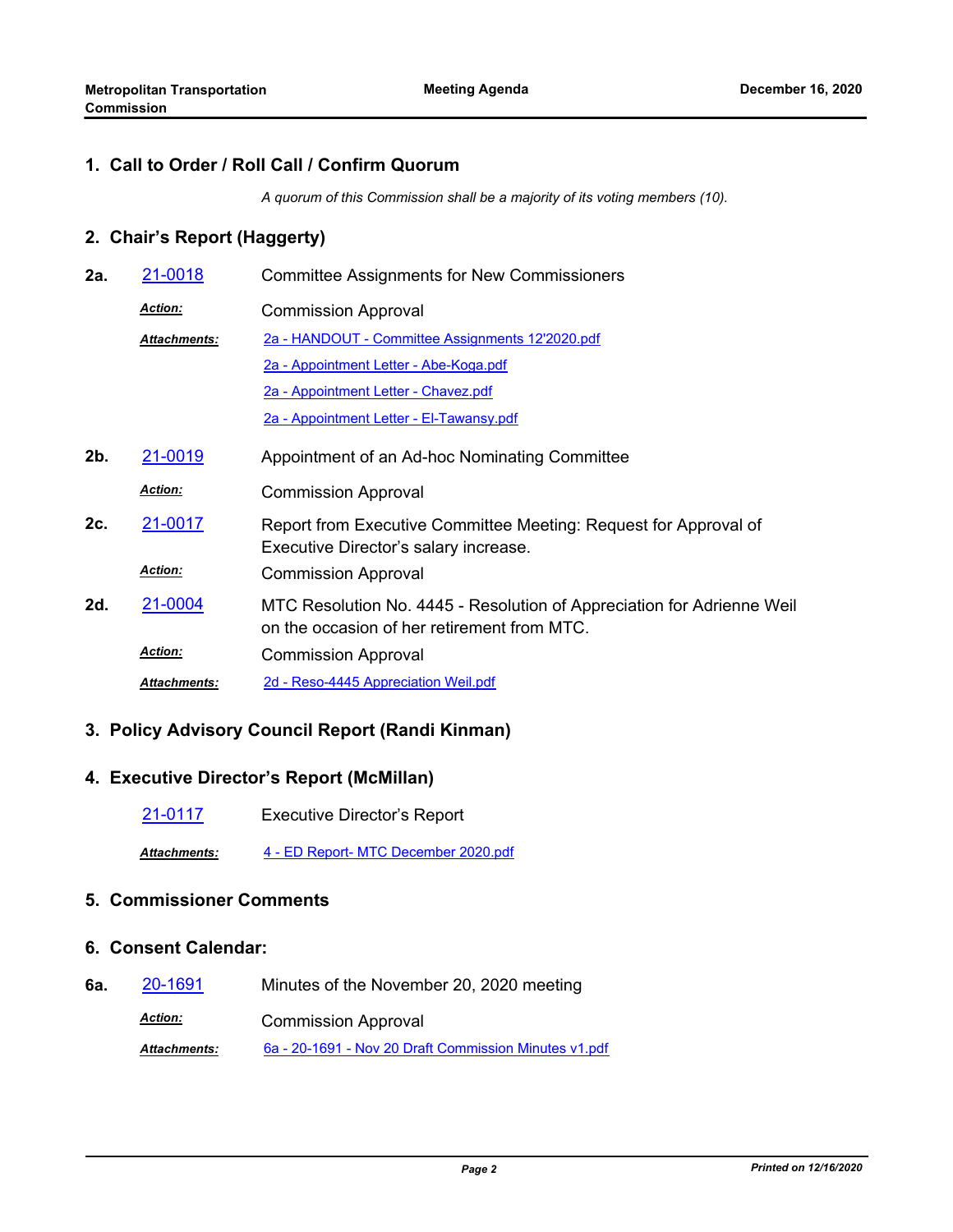## 1. Call to Order / Roll Call / Confirm Quorum

*A quorum of this Commission shall be a majority of its voting members (10).*

## 2. Chair's Report (Haggerty)

**2a.** 21-0018 Committee Assignments for New Commissioners

***Action:*** Commission Approval

***Attachments:*** 2a - HANDOUT - Committee Assignments 12'2020.pdf
2a - Appointment Letter - Abe-Koga.pdf
2a - Appointment Letter - Chavez.pdf
2a - Appointment Letter - El-Tawansy.pdf

**2b.** 21-0019 Appointment of an Ad-hoc Nominating Committee

***Action:*** Commission Approval

**2c.** 21-0017 Report from Executive Committee Meeting: Request for Approval of Executive Director's salary increase.

***Action:*** Commission Approval

**2d.** 21-0004 MTC Resolution No. 4445 - Resolution of Appreciation for Adrienne Weil on the occasion of her retirement from MTC.

***Action:*** Commission Approval

***Attachments:*** 2d - Reso-4445 Appreciation Weil.pdf

## 3. Policy Advisory Council Report (Randi Kinman)

## 4. Executive Director's Report (McMillan)

21-0117 Executive Director's Report

***Attachments:*** 4 - ED Report- MTC December 2020.pdf

## 5. Commissioner Comments

## 6. Consent Calendar:

**6a.** 20-1691 Minutes of the November 20, 2020 meeting

***Action:*** Commission Approval

***Attachments:*** 6a - 20-1691 - Nov 20 Draft Commission Minutes v1.pdf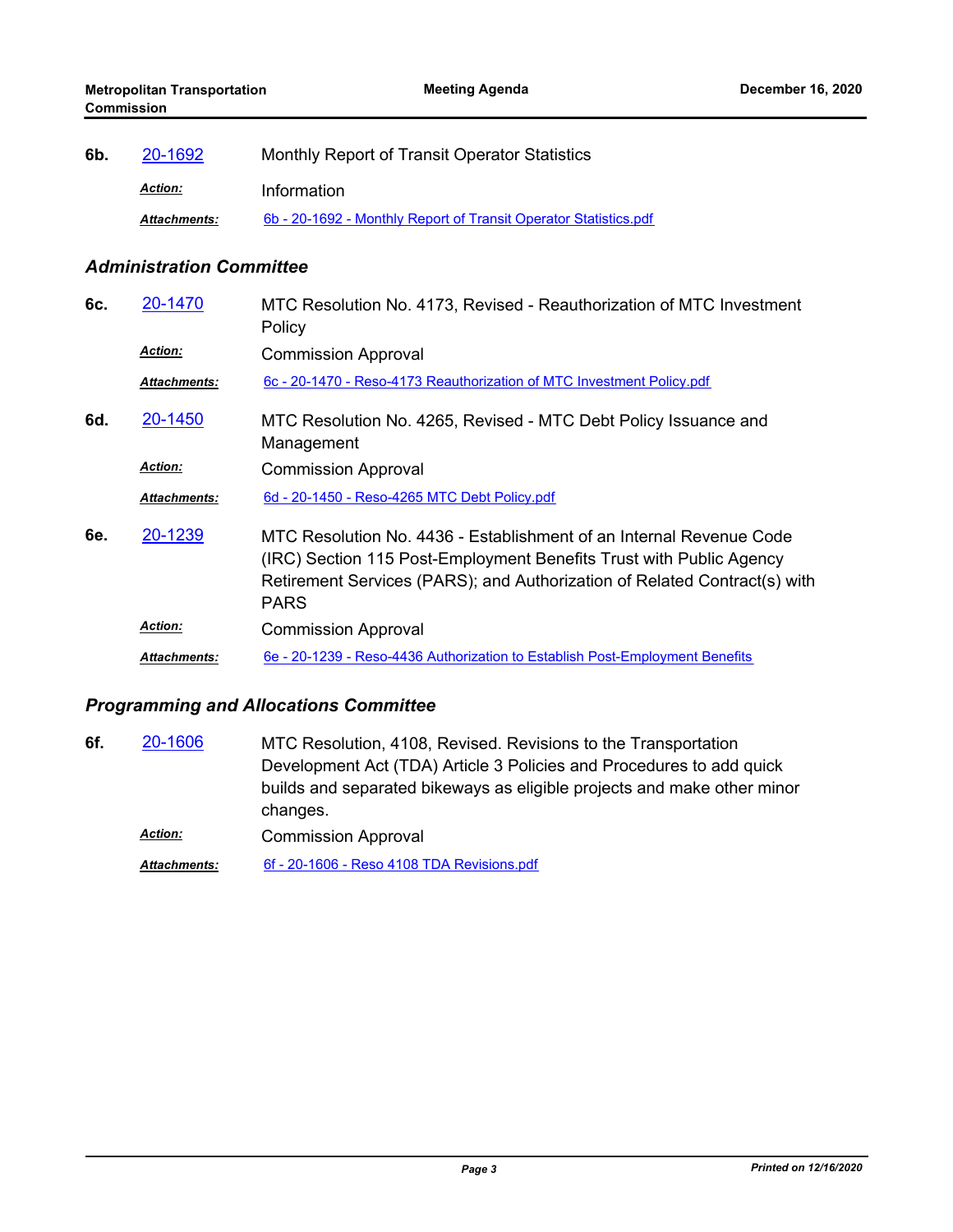**6b.** [20-1692](20-1692) Monthly Report of Transit Operator Statistics

***Action:*** Information

***Attachments:*** [6b - 20-1692 - Monthly Report of Transit Operator Statistics.pdf](6b - 20-1692 - Monthly Report of Transit Operator Statistics.pdf)

### *Administration Committee*

**6c.** [20-1470](20-1470) MTC Resolution No. 4173, Revised - Reauthorization of MTC Investment Policy

***Action:*** Commission Approval

***Attachments:*** [6c - 20-1470 - Reso-4173 Reauthorization of MTC Investment Policy.pdf](6c - 20-1470 - Reso-4173 Reauthorization of MTC Investment Policy.pdf)

**6d.** [20-1450](20-1450) MTC Resolution No. 4265, Revised - MTC Debt Policy Issuance and Management

***Action:*** Commission Approval

***Attachments:*** [6d - 20-1450 - Reso-4265 MTC Debt Policy.pdf](6d - 20-1450 - Reso-4265 MTC Debt Policy.pdf)

**6e.** [20-1239](20-1239) MTC Resolution No. 4436 - Establishment of an Internal Revenue Code (IRC) Section 115 Post-Employment Benefits Trust with Public Agency Retirement Services (PARS); and Authorization of Related Contract(s) with PARS

***Action:*** Commission Approval

***Attachments:*** [6e - 20-1239 - Reso-4436 Authorization to Establish Post-Employment Benefits](6e - 20-1239 - Reso-4436 Authorization to Establish Post-Employment Benefits)

### *Programming and Allocations Committee*

**6f.** [20-1606](20-1606) MTC Resolution, 4108, Revised. Revisions to the Transportation Development Act (TDA) Article 3 Policies and Procedures to add quick builds and separated bikeways as eligible projects and make other minor changes.

***Action:*** Commission Approval

***Attachments:*** [6f - 20-1606 - Reso 4108 TDA Revisions.pdf](6f - 20-1606 - Reso 4108 TDA Revisions.pdf)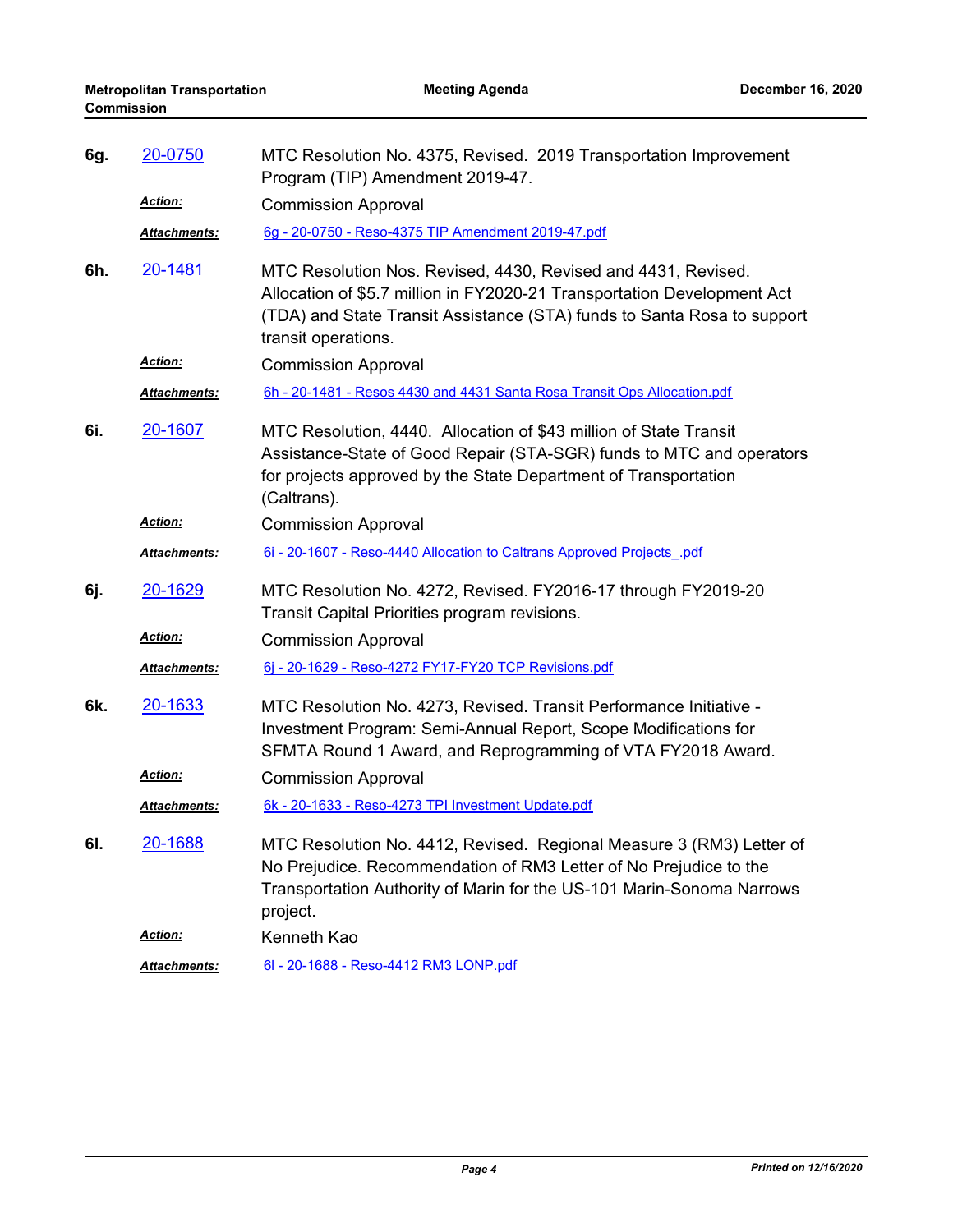**6g.** 20-0750 MTC Resolution No. 4375, Revised. 2019 Transportation Improvement Program (TIP) Amendment 2019-47.

***Action:*** Commission Approval

***Attachments:*** 6g - 20-0750 - Reso-4375 TIP Amendment 2019-47.pdf

**6h.** 20-1481 MTC Resolution Nos. Revised, 4430, Revised and 4431, Revised. Allocation of $5.7 million in FY2020-21 Transportation Development Act (TDA) and State Transit Assistance (STA) funds to Santa Rosa to support transit operations.

***Action:*** Commission Approval

***Attachments:*** 6h - 20-1481 - Resos 4430 and 4431 Santa Rosa Transit Ops Allocation.pdf

**6i.** 20-1607 MTC Resolution, 4440. Allocation of $43 million of State Transit Assistance-State of Good Repair (STA-SGR) funds to MTC and operators for projects approved by the State Department of Transportation (Caltrans).

***Action:*** Commission Approval

***Attachments:*** 6i - 20-1607 - Reso-4440 Allocation to Caltrans Approved Projects .pdf

**6j.** 20-1629 MTC Resolution No. 4272, Revised. FY2016-17 through FY2019-20 Transit Capital Priorities program revisions.

***Action:*** Commission Approval

***Attachments:*** 6j - 20-1629 - Reso-4272 FY17-FY20 TCP Revisions.pdf

**6k.** 20-1633 MTC Resolution No. 4273, Revised. Transit Performance Initiative - Investment Program: Semi-Annual Report, Scope Modifications for SFMTA Round 1 Award, and Reprogramming of VTA FY2018 Award.

***Action:*** Commission Approval

***Attachments:*** 6k - 20-1633 - Reso-4273 TPI Investment Update.pdf

**6l.** 20-1688 MTC Resolution No. 4412, Revised. Regional Measure 3 (RM3) Letter of No Prejudice. Recommendation of RM3 Letter of No Prejudice to the Transportation Authority of Marin for the US-101 Marin-Sonoma Narrows project.

***Action:*** Kenneth Kao

***Attachments:*** 6l - 20-1688 - Reso-4412 RM3 LONP.pdf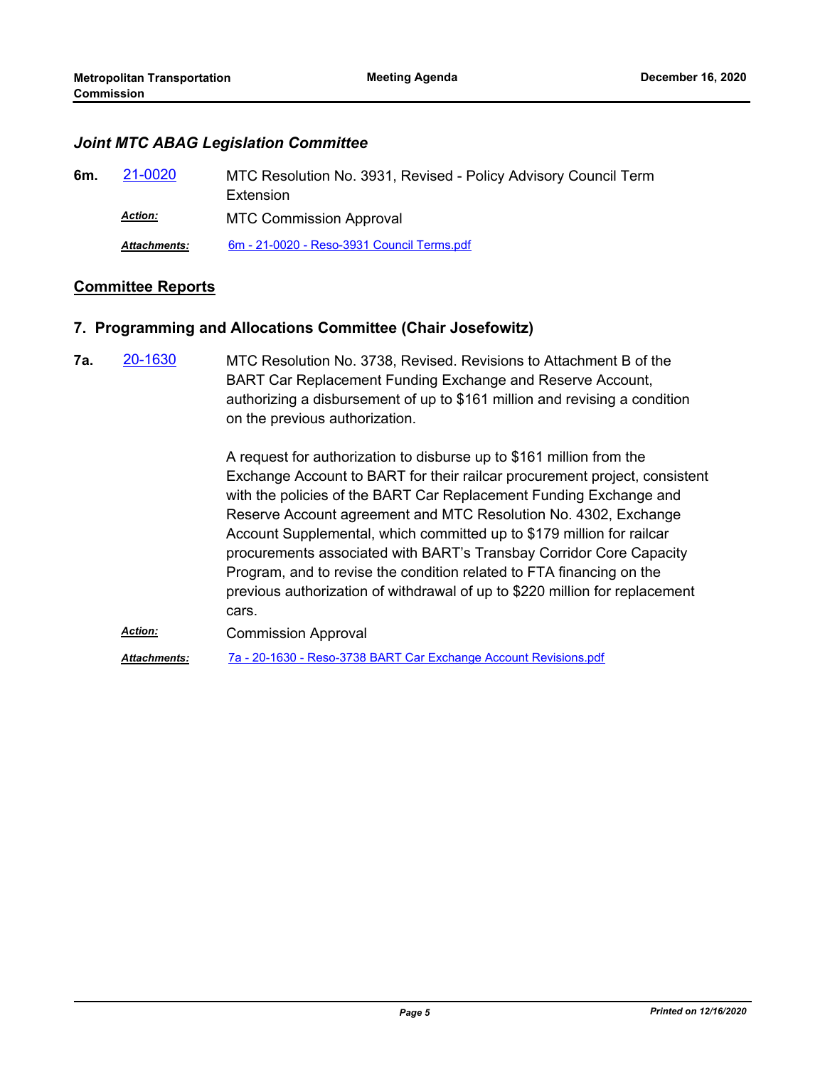### *Joint MTC ABAG Legislation Committee*

**6m.** [21-0020] MTC Resolution No. 3931, Revised - Policy Advisory Council Term Extension

***Action:*** MTC Commission Approval

***Attachments:*** 6m - 21-0020 - Reso-3931 Council Terms.pdf

## Committee Reports

### 7. Programming and Allocations Committee (Chair Josefowitz)

**7a.** [20-1630] MTC Resolution No. 3738, Revised. Revisions to Attachment B of the BART Car Replacement Funding Exchange and Reserve Account, authorizing a disbursement of up to $161 million and revising a condition on the previous authorization.

A request for authorization to disburse up to $161 million from the Exchange Account to BART for their railcar procurement project, consistent with the policies of the BART Car Replacement Funding Exchange and Reserve Account agreement and MTC Resolution No. 4302, Exchange Account Supplemental, which committed up to $179 million for railcar procurements associated with BART's Transbay Corridor Core Capacity Program, and to revise the condition related to FTA financing on the previous authorization of withdrawal of up to $220 million for replacement cars.

***Action:*** Commission Approval

***Attachments:*** 7a - 20-1630 - Reso-3738 BART Car Exchange Account Revisions.pdf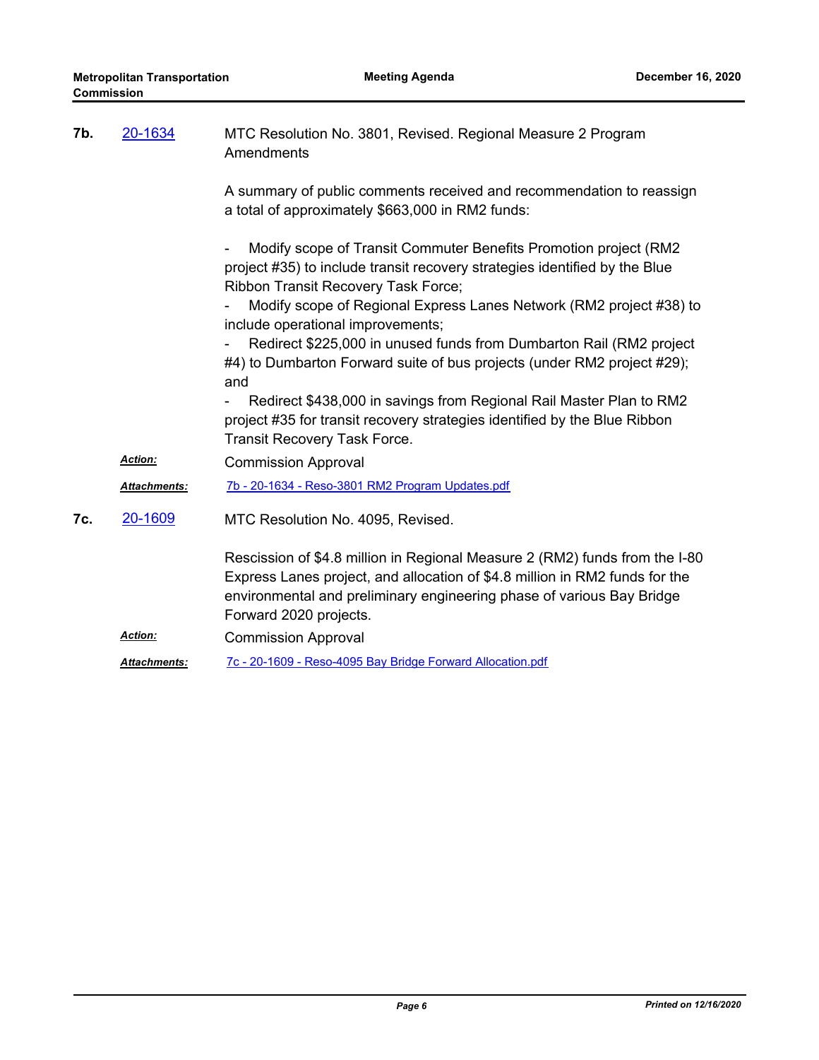**7b.** 20-1634 MTC Resolution No. 3801, Revised. Regional Measure 2 Program Amendments

A summary of public comments received and recommendation to reassign a total of approximately $663,000 in RM2 funds:

- Modify scope of Transit Commuter Benefits Promotion project (RM2 project #35) to include transit recovery strategies identified by the Blue Ribbon Transit Recovery Task Force;
- Modify scope of Regional Express Lanes Network (RM2 project #38) to include operational improvements;
- Redirect $225,000 in unused funds from Dumbarton Rail (RM2 project #4) to Dumbarton Forward suite of bus projects (under RM2 project #29); and
- Redirect $438,000 in savings from Regional Rail Master Plan to RM2 project #35 for transit recovery strategies identified by the Blue Ribbon Transit Recovery Task Force.

***Action:*** Commission Approval

***Attachments:*** 7b - 20-1634 - Reso-3801 RM2 Program Updates.pdf

**7c.** 20-1609 MTC Resolution No. 4095, Revised.

Rescission of $4.8 million in Regional Measure 2 (RM2) funds from the I-80 Express Lanes project, and allocation of $4.8 million in RM2 funds for the environmental and preliminary engineering phase of various Bay Bridge Forward 2020 projects.

***Action:*** Commission Approval

***Attachments:*** 7c - 20-1609 - Reso-4095 Bay Bridge Forward Allocation.pdf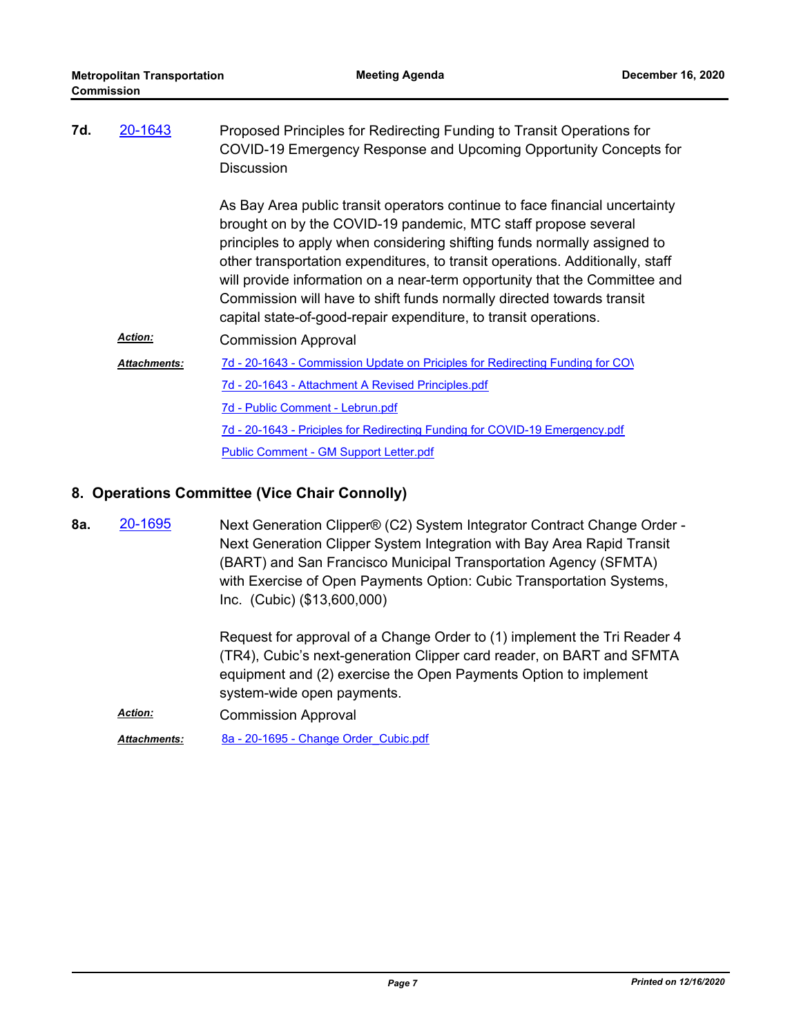**7d.** 20-1643

Proposed Principles for Redirecting Funding to Transit Operations for COVID-19 Emergency Response and Upcoming Opportunity Concepts for Discussion

As Bay Area public transit operators continue to face financial uncertainty brought on by the COVID-19 pandemic, MTC staff propose several principles to apply when considering shifting funds normally assigned to other transportation expenditures, to transit operations. Additionally, staff will provide information on a near-term opportunity that the Committee and Commission will have to shift funds normally directed towards transit capital state-of-good-repair expenditure, to transit operations.

***Action:*** Commission Approval

***Attachments:***
- 7d - 20-1643 - Commission Update on Priciples for Redirecting Funding for CO\
- 7d - 20-1643 - Attachment A Revised Principles.pdf
- 7d - Public Comment - Lebrun.pdf
- 7d - 20-1643 - Priciples for Redirecting Funding for COVID-19 Emergency.pdf
- Public Comment - GM Support Letter.pdf

## 8. Operations Committee (Vice Chair Connolly)

**8a.** 20-1695

Next Generation Clipper® (C2) System Integrator Contract Change Order - Next Generation Clipper System Integration with Bay Area Rapid Transit (BART) and San Francisco Municipal Transportation Agency (SFMTA) with Exercise of Open Payments Option: Cubic Transportation Systems, Inc. (Cubic) ($13,600,000)

Request for approval of a Change Order to (1) implement the Tri Reader 4 (TR4), Cubic's next-generation Clipper card reader, on BART and SFMTA equipment and (2) exercise the Open Payments Option to implement system-wide open payments.

***Action:*** Commission Approval

***Attachments:***
- 8a - 20-1695 - Change Order_Cubic.pdf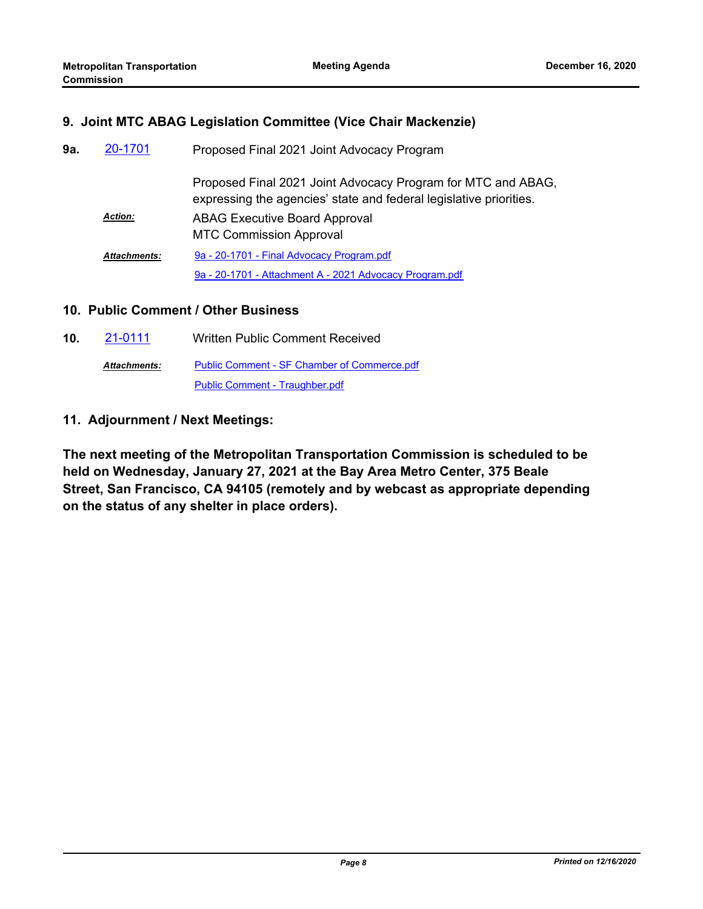## 9. Joint MTC ABAG Legislation Committee (Vice Chair Mackenzie)

**9a.** 20-1701 Proposed Final 2021 Joint Advocacy Program

Proposed Final 2021 Joint Advocacy Program for MTC and ABAG, expressing the agencies' state and federal legislative priorities.

***Action:*** ABAG Executive Board Approval
MTC Commission Approval

***Attachments:*** 9a - 20-1701 - Final Advocacy Program.pdf
9a - 20-1701 - Attachment A - 2021 Advocacy Program.pdf

## 10. Public Comment / Other Business

**10.** 21-0111 Written Public Comment Received

***Attachments:*** Public Comment - SF Chamber of Commerce.pdf
Public Comment - Traughber.pdf

## 11. Adjournment / Next Meetings:

**The next meeting of the Metropolitan Transportation Commission is scheduled to be held on Wednesday, January 27, 2021 at the Bay Area Metro Center, 375 Beale Street, San Francisco, CA 94105 (remotely and by webcast as appropriate depending on the status of any shelter in place orders).**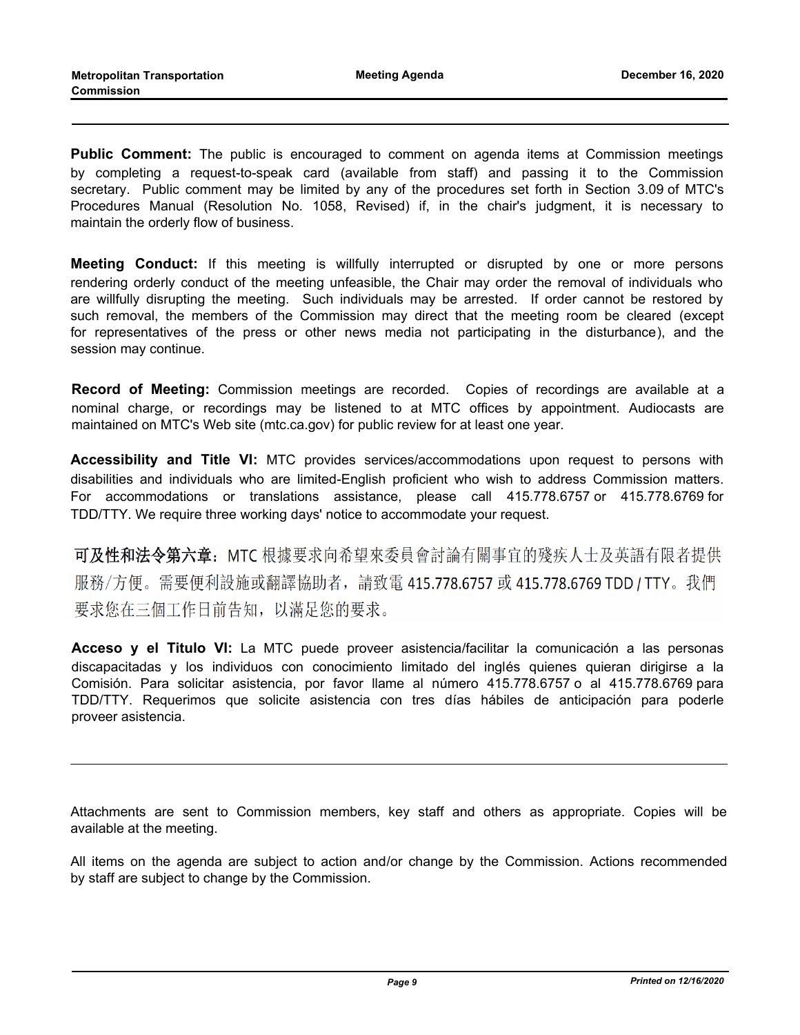**Public Comment:** The public is encouraged to comment on agenda items at Commission meetings by completing a request-to-speak card (available from staff) and passing it to the Commission secretary. Public comment may be limited by any of the procedures set forth in Section 3.09 of MTC's Procedures Manual (Resolution No. 1058, Revised) if, in the chair's judgment, it is necessary to maintain the orderly flow of business.

**Meeting Conduct:** If this meeting is willfully interrupted or disrupted by one or more persons rendering orderly conduct of the meeting unfeasible, the Chair may order the removal of individuals who are willfully disrupting the meeting. Such individuals may be arrested. If order cannot be restored by such removal, the members of the Commission may direct that the meeting room be cleared (except for representatives of the press or other news media not participating in the disturbance), and the session may continue.

**Record of Meeting:** Commission meetings are recorded. Copies of recordings are available at a nominal charge, or recordings may be listened to at MTC offices by appointment. Audiocasts are maintained on MTC's Web site (mtc.ca.gov) for public review for at least one year.

**Accessibility and Title VI:** MTC provides services/accommodations upon request to persons with disabilities and individuals who are limited-English proficient who wish to address Commission matters. For accommodations or translations assistance, please call 415.778.6757 or 415.778.6769 for TDD/TTY. We require three working days' notice to accommodate your request.

**可及性和法令第六章**：MTC 根據要求向希望來委員會討論有關事宜的殘疾人士及英語有限者提供服務/方便。需要便利設施或翻譯協助者，請致電 415.778.6757 或 415.778.6769 TDD / TTY。我們要求您在三個工作日前告知，以滿足您的要求。

**Acceso y el Titulo VI:** La MTC puede proveer asistencia/facilitar la comunicación a las personas discapacitadas y los individuos con conocimiento limitado del inglés quienes quieran dirigirse a la Comisión. Para solicitar asistencia, por favor llame al número 415.778.6757 o al 415.778.6769 para TDD/TTY. Requerimos que solicite asistencia con tres días hábiles de anticipación para poderle proveer asistencia.

---

Attachments are sent to Commission members, key staff and others as appropriate. Copies will be available at the meeting.

All items on the agenda are subject to action and/or change by the Commission. Actions recommended by staff are subject to change by the Commission.